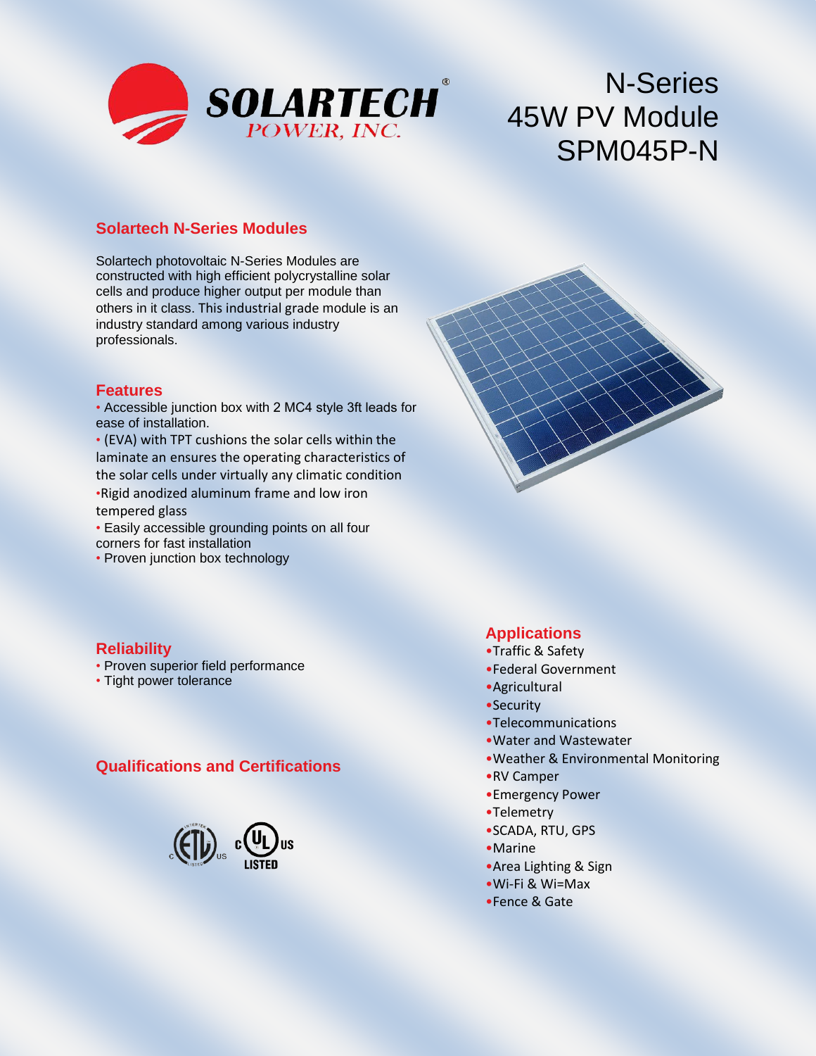SOLARTECH®
POWER, INC.

# N-Series 45W PV Module SPM045P-N

## Solartech N-Series Modules

Solartech photovoltaic N-Series Modules are constructed with high efficient polycrystalline solar cells and produce higher output per module than others in it class. This industrial grade module is an industry standard among various industry professionals.

## Features

- Accessible junction box with 2 MC4 style 3ft leads for ease of installation.
- (EVA) with TPT cushions the solar cells within the laminate an ensures the operating characteristics of the solar cells under virtually any climatic condition
- Rigid anodized aluminum frame and low iron tempered glass
- Easily accessible grounding points on all four corners for fast installation
- Proven junction box technology

## Reliability

- Proven superior field performance
- Tight power tolerance

## Qualifications and Certifications

## Applications

- Traffic & Safety
- Federal Government
- Agricultural
- Security
- Telecommunications
- Water and Wastewater
- Weather & Environmental Monitoring
- RV Camper
- Emergency Power
- Telemetry
- SCADA, RTU, GPS
- Marine
- Area Lighting & Sign
- Wi-Fi & Wi=Max
- Fence & Gate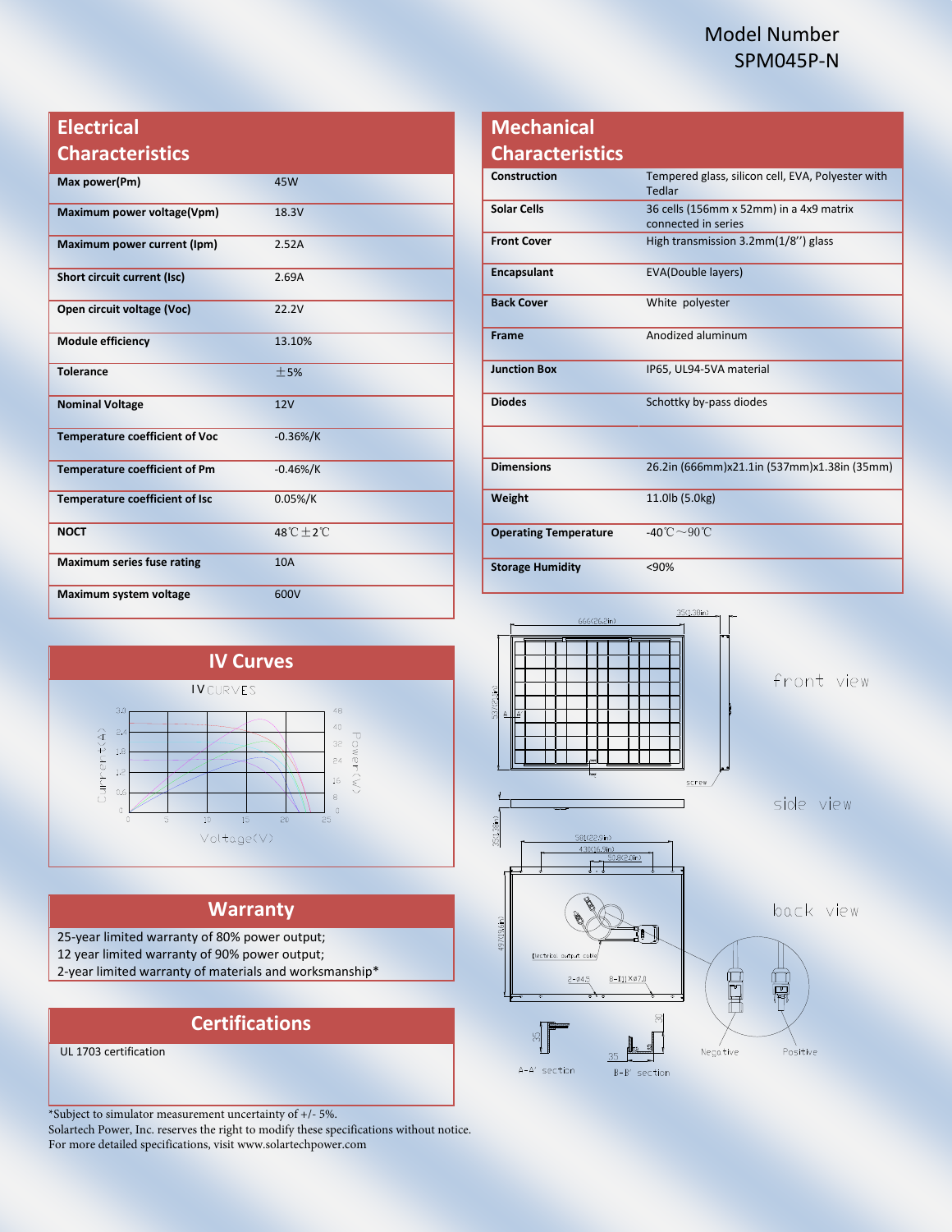Model Number
SPM045P-N

## Electrical Characteristics

| | |
|---|---|
| **Max power(Pm)** | 45W |
| **Maximum power voltage(Vpm)** | 18.3V |
| **Maximum power current (Ipm)** | 2.52A |
| **Short circuit current (Isc)** | 2.69A |
| **Open circuit voltage (Voc)** | 22.2V |
| **Module efficiency** | 13.10% |
| **Tolerance** | ±5% |
| **Nominal Voltage** | 12V |
| **Temperature coefficient of Voc** | -0.36%/K |
| **Temperature coefficient of Pm** | -0.46%/K |
| **Temperature coefficient of Isc** | 0.05%/K |
| **NOCT** | 48℃±2℃ |
| **Maximum series fuse rating** | 10A |
| **Maximum system voltage** | 600V |

## Mechanical Characteristics

| | |
|---|---|
| **Construction** | Tempered glass, silicon cell, EVA, Polyester with Tedlar |
| **Solar Cells** | 36 cells (156mm x 52mm) in a 4x9 matrix connected in series |
| **Front Cover** | High transmission 3.2mm(1/8'') glass |
| **Encapsulant** | EVA(Double layers) |
| **Back Cover** | White polyester |
| **Frame** | Anodized aluminum |
| **Junction Box** | IP65, UL94-5VA material |
| **Diodes** | Schottky by-pass diodes |
| | |
| **Dimensions** | 26.2in (666mm)x21.1in (537mm)x1.38in (35mm) |
| **Weight** | 11.0lb (5.0kg) |
| **Operating Temperature** | -40℃～90℃ |
| **Storage Humidity** | <90% |

## IV Curves

IV CURVES

Current(A)

Power(W)

Voltage(V)

0 5 10 15 20 25

0 0.6 1.2 1.8 2.4 3.0

0 8 16 24 32 40 48

666(26.2in)

35(1.38in)

front view

side view

back view

581(22.9in)

430(16.9in)

50.8(2.0in)

Electrical output cable

2-Φ4.5

8-□1×Φ7.0

A-A' section

B-B' section

Negative

Positive

## Warranty

25-year limited warranty of 80% power output;
12 year limited warranty of 90% power output;
2-year limited warranty of materials and workmanship*

## Certifications

UL 1703 certification

*Subject to simulator measurement uncertainty of +/- 5%.
Solartech Power, Inc. reserves the right to modify these specifications without notice.
For more detailed specifications, visit www.solartechpower.com